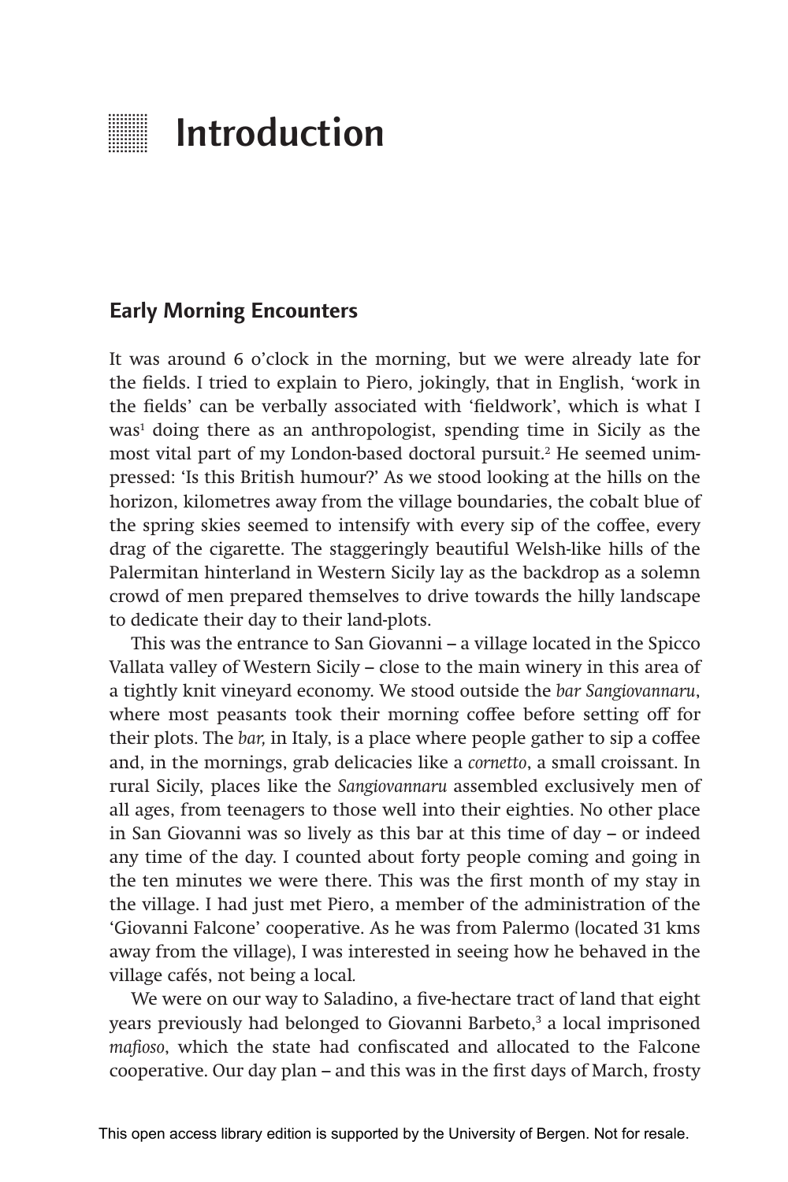# Introduction

## Early Morning Encounters

It was around 6 o'clock in the morning, but we were already late for the fields. I tried to explain to Piero, jokingly, that in English, 'work in the fields' can be verbally associated with 'fieldwork', which is what I was[1] doing there as an anthropologist, spending time in Sicily as the most vital part of my London-based doctoral pursuit.[2] He seemed unimpressed: 'Is this British humour?' As we stood looking at the hills on the horizon, kilometres away from the village boundaries, the cobalt blue of the spring skies seemed to intensify with every sip of the coffee, every drag of the cigarette. The staggeringly beautiful Welsh-like hills of the Palermitan hinterland in Western Sicily lay as the backdrop as a solemn crowd of men prepared themselves to drive towards the hilly landscape to dedicate their day to their land-plots.

This was the entrance to San Giovanni – a village located in the Spicco Vallata valley of Western Sicily – close to the main winery in this area of a tightly knit vineyard economy. We stood outside the *bar Sangiovannaru*, where most peasants took their morning coffee before setting off for their plots. The *bar,* in Italy, is a place where people gather to sip a coffee and, in the mornings, grab delicacies like a *cornetto*, a small croissant. In rural Sicily, places like the *Sangiovannaru* assembled exclusively men of all ages, from teenagers to those well into their eighties. No other place in San Giovanni was so lively as this bar at this time of day – or indeed any time of the day. I counted about forty people coming and going in the ten minutes we were there. This was the first month of my stay in the village. I had just met Piero, a member of the administration of the 'Giovanni Falcone' cooperative. As he was from Palermo (located 31 kms away from the village), I was interested in seeing how he behaved in the village cafés, not being a local.

We were on our way to Saladino, a five-hectare tract of land that eight years previously had belonged to Giovanni Barbeto,[3] a local imprisoned *mafioso*, which the state had confiscated and allocated to the Falcone cooperative. Our day plan – and this was in the first days of March, frosty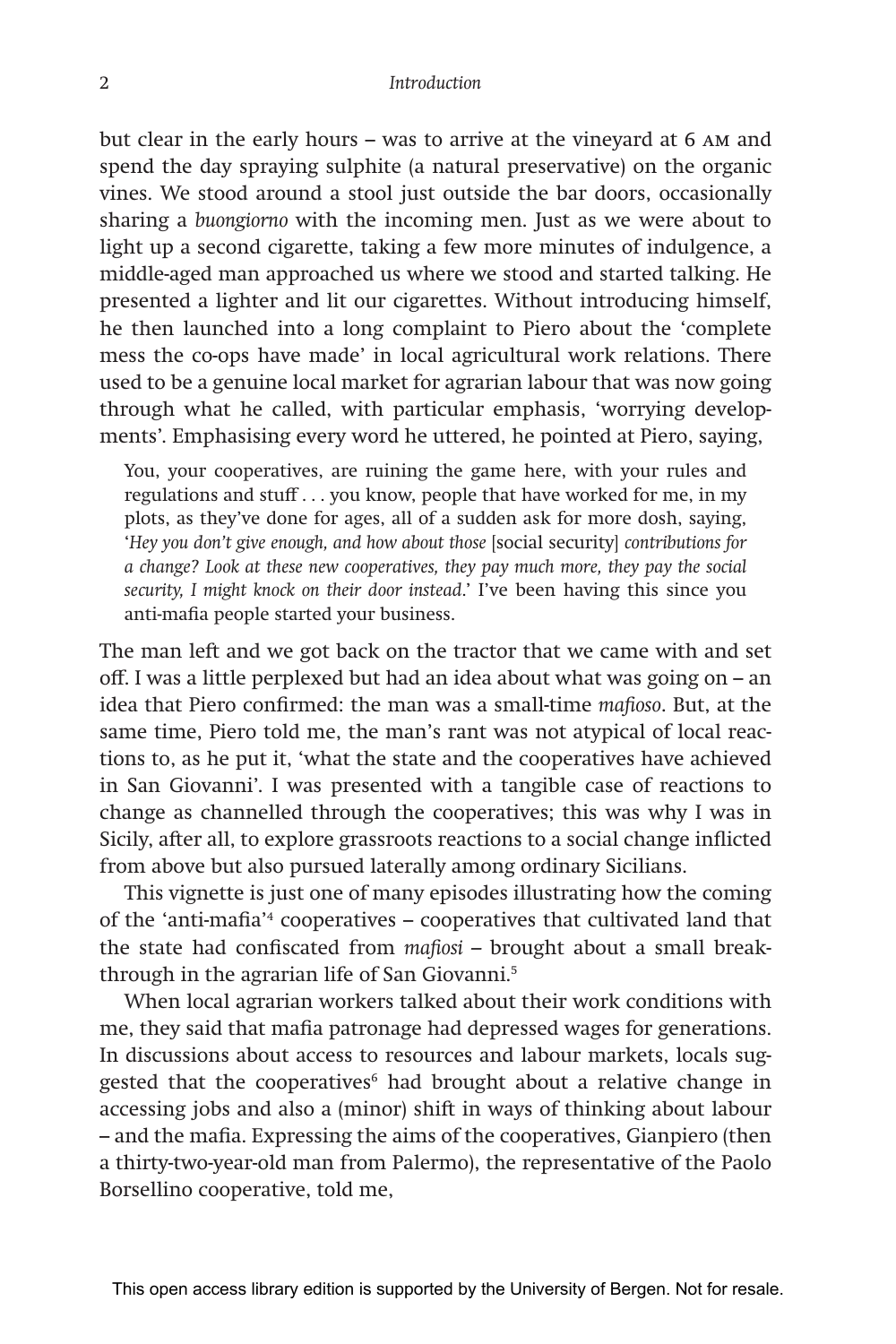but clear in the early hours – was to arrive at the vineyard at 6 AM and spend the day spraying sulphite (a natural preservative) on the organic vines. We stood around a stool just outside the bar doors, occasionally sharing a *buongiorno* with the incoming men. Just as we were about to light up a second cigarette, taking a few more minutes of indulgence, a middle-aged man approached us where we stood and started talking. He presented a lighter and lit our cigarettes. Without introducing himself, he then launched into a long complaint to Piero about the 'complete mess the co-ops have made' in local agricultural work relations. There used to be a genuine local market for agrarian labour that was now going through what he called, with particular emphasis, 'worrying developments'. Emphasising every word he uttered, he pointed at Piero, saying,

> You, your cooperatives, are ruining the game here, with your rules and regulations and stuff . . . you know, people that have worked for me, in my plots, as they've done for ages, all of a sudden ask for more dosh, saying, '*Hey you don't give enough, and how about those* [social security] *contributions for a change? Look at these new cooperatives, they pay much more, they pay the social security, I might knock on their door instead*.' I've been having this since you anti-mafia people started your business.

The man left and we got back on the tractor that we came with and set off. I was a little perplexed but had an idea about what was going on – an idea that Piero confirmed: the man was a small-time *mafioso*. But, at the same time, Piero told me, the man's rant was not atypical of local reactions to, as he put it, 'what the state and the cooperatives have achieved in San Giovanni'. I was presented with a tangible case of reactions to change as channelled through the cooperatives; this was why I was in Sicily, after all, to explore grassroots reactions to a social change inflicted from above but also pursued laterally among ordinary Sicilians.

This vignette is just one of many episodes illustrating how the coming of the 'anti-mafia'[4] cooperatives – cooperatives that cultivated land that the state had confiscated from *mafiosi* – brought about a small breakthrough in the agrarian life of San Giovanni.[5]

When local agrarian workers talked about their work conditions with me, they said that mafia patronage had depressed wages for generations. In discussions about access to resources and labour markets, locals suggested that the cooperatives[6] had brought about a relative change in accessing jobs and also a (minor) shift in ways of thinking about labour – and the mafia. Expressing the aims of the cooperatives, Gianpiero (then a thirty-two-year-old man from Palermo), the representative of the Paolo Borsellino cooperative, told me,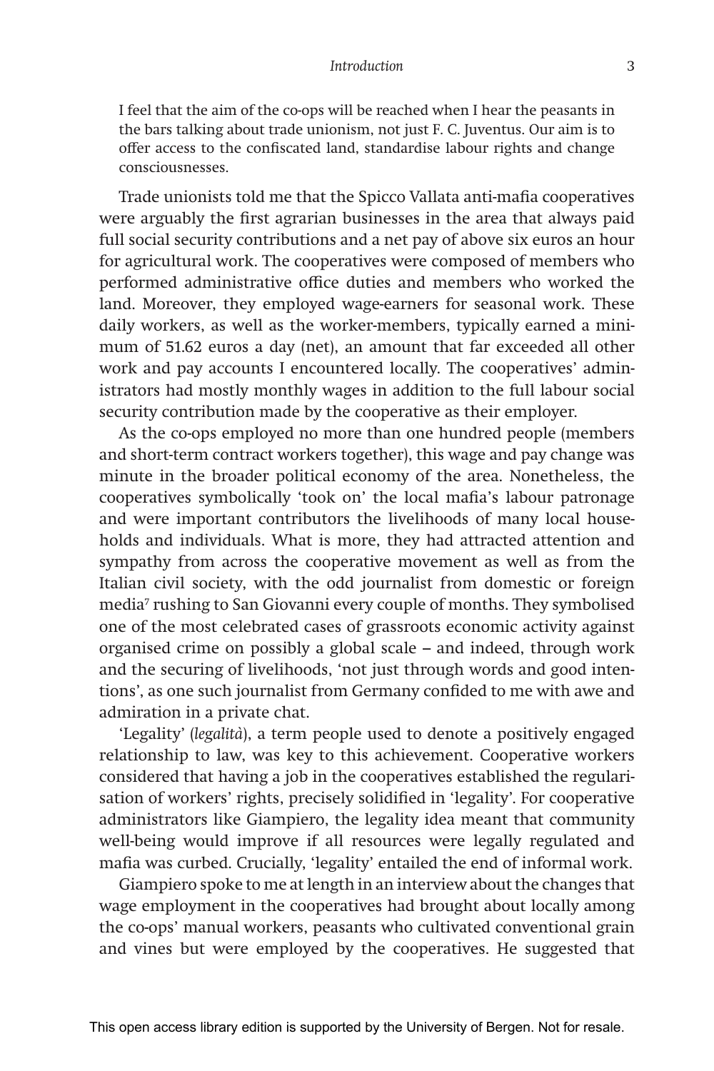> I feel that the aim of the co-ops will be reached when I hear the peasants in the bars talking about trade unionism, not just F. C. Juventus. Our aim is to offer access to the confiscated land, standardise labour rights and change consciousnesses.

Trade unionists told me that the Spicco Vallata anti-mafia cooperatives were arguably the first agrarian businesses in the area that always paid full social security contributions and a net pay of above six euros an hour for agricultural work. The cooperatives were composed of members who performed administrative office duties and members who worked the land. Moreover, they employed wage-earners for seasonal work. These daily workers, as well as the worker-members, typically earned a minimum of 51.62 euros a day (net), an amount that far exceeded all other work and pay accounts I encountered locally. The cooperatives' administrators had mostly monthly wages in addition to the full labour social security contribution made by the cooperative as their employer.

As the co-ops employed no more than one hundred people (members and short-term contract workers together), this wage and pay change was minute in the broader political economy of the area. Nonetheless, the cooperatives symbolically 'took on' the local mafia's labour patronage and were important contributors the livelihoods of many local households and individuals. What is more, they had attracted attention and sympathy from across the cooperative movement as well as from the Italian civil society, with the odd journalist from domestic or foreign media[7] rushing to San Giovanni every couple of months. They symbolised one of the most celebrated cases of grassroots economic activity against organised crime on possibly a global scale – and indeed, through work and the securing of livelihoods, 'not just through words and good intentions', as one such journalist from Germany confided to me with awe and admiration in a private chat.

'Legality' (*legalità*), a term people used to denote a positively engaged relationship to law, was key to this achievement. Cooperative workers considered that having a job in the cooperatives established the regularisation of workers' rights, precisely solidified in 'legality'. For cooperative administrators like Giampiero, the legality idea meant that community well-being would improve if all resources were legally regulated and mafia was curbed. Crucially, 'legality' entailed the end of informal work.

Giampiero spoke to me at length in an interview about the changes that wage employment in the cooperatives had brought about locally among the co-ops' manual workers, peasants who cultivated conventional grain and vines but were employed by the cooperatives. He suggested that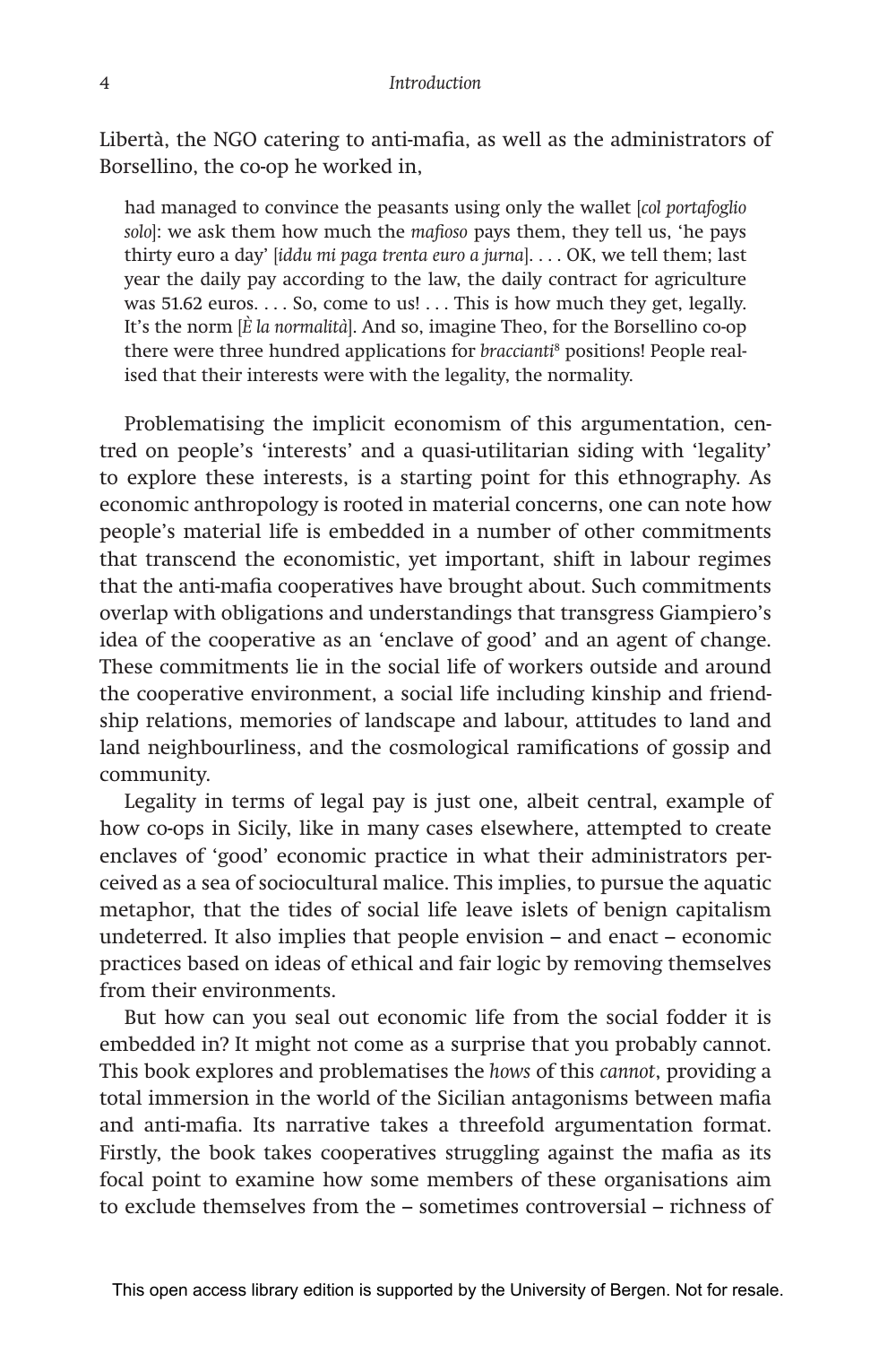Libertà, the NGO catering to anti-mafia, as well as the administrators of Borsellino, the co-op he worked in,

> had managed to convince the peasants using only the wallet [*col portafoglio solo*]: we ask them how much the *mafioso* pays them, they tell us, 'he pays thirty euro a day' [*iddu mi paga trenta euro a jurna*]. . . . OK, we tell them; last year the daily pay according to the law, the daily contract for agriculture was 51.62 euros. . . . So, come to us! . . . This is how much they get, legally. It's the norm [*È la normalità*]. And so, imagine Theo, for the Borsellino co-op there were three hundred applications for *braccianti*[8] positions! People realised that their interests were with the legality, the normality.

Problematising the implicit economism of this argumentation, centred on people's 'interests' and a quasi-utilitarian siding with 'legality' to explore these interests, is a starting point for this ethnography. As economic anthropology is rooted in material concerns, one can note how people's material life is embedded in a number of other commitments that transcend the economistic, yet important, shift in labour regimes that the anti-mafia cooperatives have brought about. Such commitments overlap with obligations and understandings that transgress Giampiero's idea of the cooperative as an 'enclave of good' and an agent of change. These commitments lie in the social life of workers outside and around the cooperative environment, a social life including kinship and friendship relations, memories of landscape and labour, attitudes to land and land neighbourliness, and the cosmological ramifications of gossip and community.

Legality in terms of legal pay is just one, albeit central, example of how co-ops in Sicily, like in many cases elsewhere, attempted to create enclaves of 'good' economic practice in what their administrators perceived as a sea of sociocultural malice. This implies, to pursue the aquatic metaphor, that the tides of social life leave islets of benign capitalism undeterred. It also implies that people envision – and enact – economic practices based on ideas of ethical and fair logic by removing themselves from their environments.

But how can you seal out economic life from the social fodder it is embedded in? It might not come as a surprise that you probably cannot. This book explores and problematises the *hows* of this *cannot*, providing a total immersion in the world of the Sicilian antagonisms between mafia and anti-mafia. Its narrative takes a threefold argumentation format. Firstly, the book takes cooperatives struggling against the mafia as its focal point to examine how some members of these organisations aim to exclude themselves from the – sometimes controversial – richness of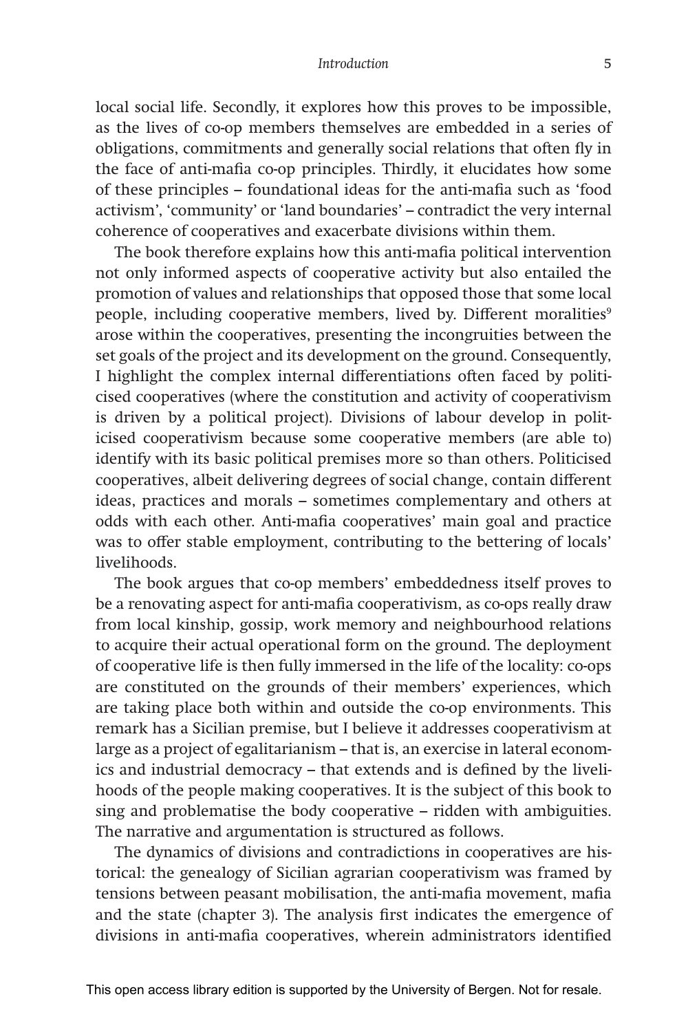local social life. Secondly, it explores how this proves to be impossible, as the lives of co-op members themselves are embedded in a series of obligations, commitments and generally social relations that often fly in the face of anti-mafia co-op principles. Thirdly, it elucidates how some of these principles – foundational ideas for the anti-mafia such as 'food activism', 'community' or 'land boundaries' – contradict the very internal coherence of cooperatives and exacerbate divisions within them.

The book therefore explains how this anti-mafia political intervention not only informed aspects of cooperative activity but also entailed the promotion of values and relationships that opposed those that some local people, including cooperative members, lived by. Different moralities[9] arose within the cooperatives, presenting the incongruities between the set goals of the project and its development on the ground. Consequently, I highlight the complex internal differentiations often faced by politicised cooperatives (where the constitution and activity of cooperativism is driven by a political project). Divisions of labour develop in politicised cooperativism because some cooperative members (are able to) identify with its basic political premises more so than others. Politicised cooperatives, albeit delivering degrees of social change, contain different ideas, practices and morals – sometimes complementary and others at odds with each other. Anti-mafia cooperatives' main goal and practice was to offer stable employment, contributing to the bettering of locals' livelihoods.

The book argues that co-op members' embeddedness itself proves to be a renovating aspect for anti-mafia cooperativism, as co-ops really draw from local kinship, gossip, work memory and neighbourhood relations to acquire their actual operational form on the ground. The deployment of cooperative life is then fully immersed in the life of the locality: co-ops are constituted on the grounds of their members' experiences, which are taking place both within and outside the co-op environments. This remark has a Sicilian premise, but I believe it addresses cooperativism at large as a project of egalitarianism – that is, an exercise in lateral economics and industrial democracy – that extends and is defined by the livelihoods of the people making cooperatives. It is the subject of this book to sing and problematise the body cooperative – ridden with ambiguities. The narrative and argumentation is structured as follows.

The dynamics of divisions and contradictions in cooperatives are historical: the genealogy of Sicilian agrarian cooperativism was framed by tensions between peasant mobilisation, the anti-mafia movement, mafia and the state (chapter 3). The analysis first indicates the emergence of divisions in anti-mafia cooperatives, wherein administrators identified

This open access library edition is supported by the University of Bergen. Not for resale.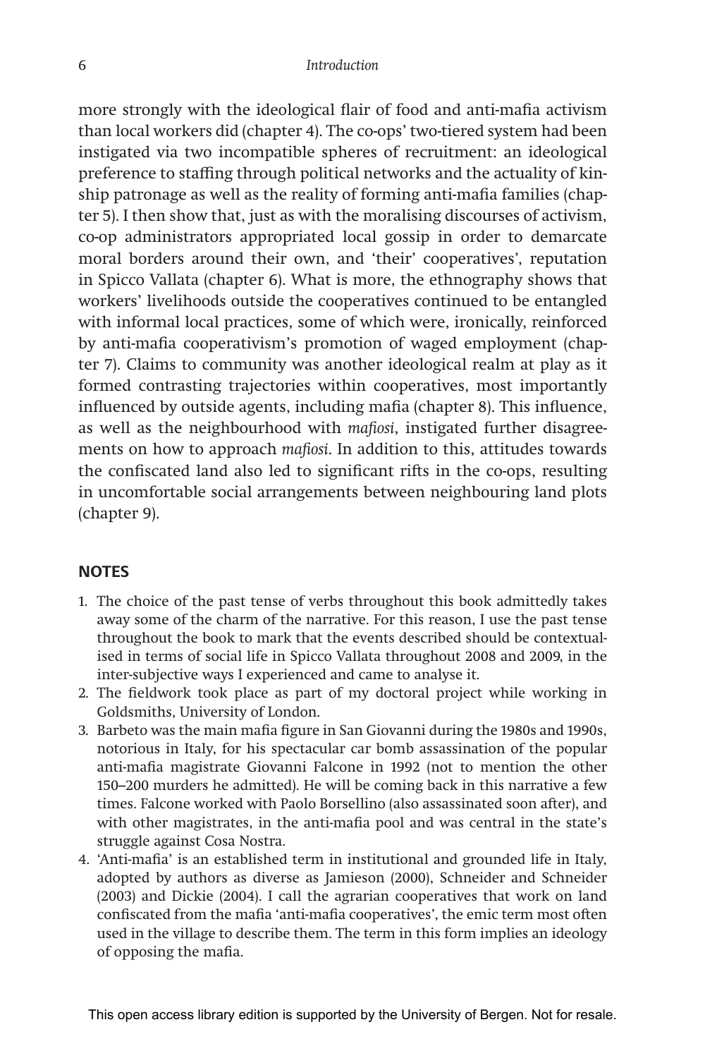more strongly with the ideological flair of food and anti-mafia activism than local workers did (chapter 4). The co-ops' two-tiered system had been instigated via two incompatible spheres of recruitment: an ideological preference to staffing through political networks and the actuality of kinship patronage as well as the reality of forming anti-mafia families (chapter 5). I then show that, just as with the moralising discourses of activism, co-op administrators appropriated local gossip in order to demarcate moral borders around their own, and 'their' cooperatives', reputation in Spicco Vallata (chapter 6). What is more, the ethnography shows that workers' livelihoods outside the cooperatives continued to be entangled with informal local practices, some of which were, ironically, reinforced by anti-mafia cooperativism's promotion of waged employment (chapter 7). Claims to community was another ideological realm at play as it formed contrasting trajectories within cooperatives, most importantly influenced by outside agents, including mafia (chapter 8). This influence, as well as the neighbourhood with *mafiosi*, instigated further disagreements on how to approach *mafiosi*. In addition to this, attitudes towards the confiscated land also led to significant rifts in the co-ops, resulting in uncomfortable social arrangements between neighbouring land plots (chapter 9).

## NOTES

1. The choice of the past tense of verbs throughout this book admittedly takes away some of the charm of the narrative. For this reason, I use the past tense throughout the book to mark that the events described should be contextualised in terms of social life in Spicco Vallata throughout 2008 and 2009, in the inter-subjective ways I experienced and came to analyse it.
2. The fieldwork took place as part of my doctoral project while working in Goldsmiths, University of London.
3. Barbeto was the main mafia figure in San Giovanni during the 1980s and 1990s, notorious in Italy, for his spectacular car bomb assassination of the popular anti-mafia magistrate Giovanni Falcone in 1992 (not to mention the other 150–200 murders he admitted). He will be coming back in this narrative a few times. Falcone worked with Paolo Borsellino (also assassinated soon after), and with other magistrates, in the anti-mafia pool and was central in the state's struggle against Cosa Nostra.
4. 'Anti-mafia' is an established term in institutional and grounded life in Italy, adopted by authors as diverse as Jamieson (2000), Schneider and Schneider (2003) and Dickie (2004). I call the agrarian cooperatives that work on land confiscated from the mafia 'anti-mafia cooperatives', the emic term most often used in the village to describe them. The term in this form implies an ideology of opposing the mafia.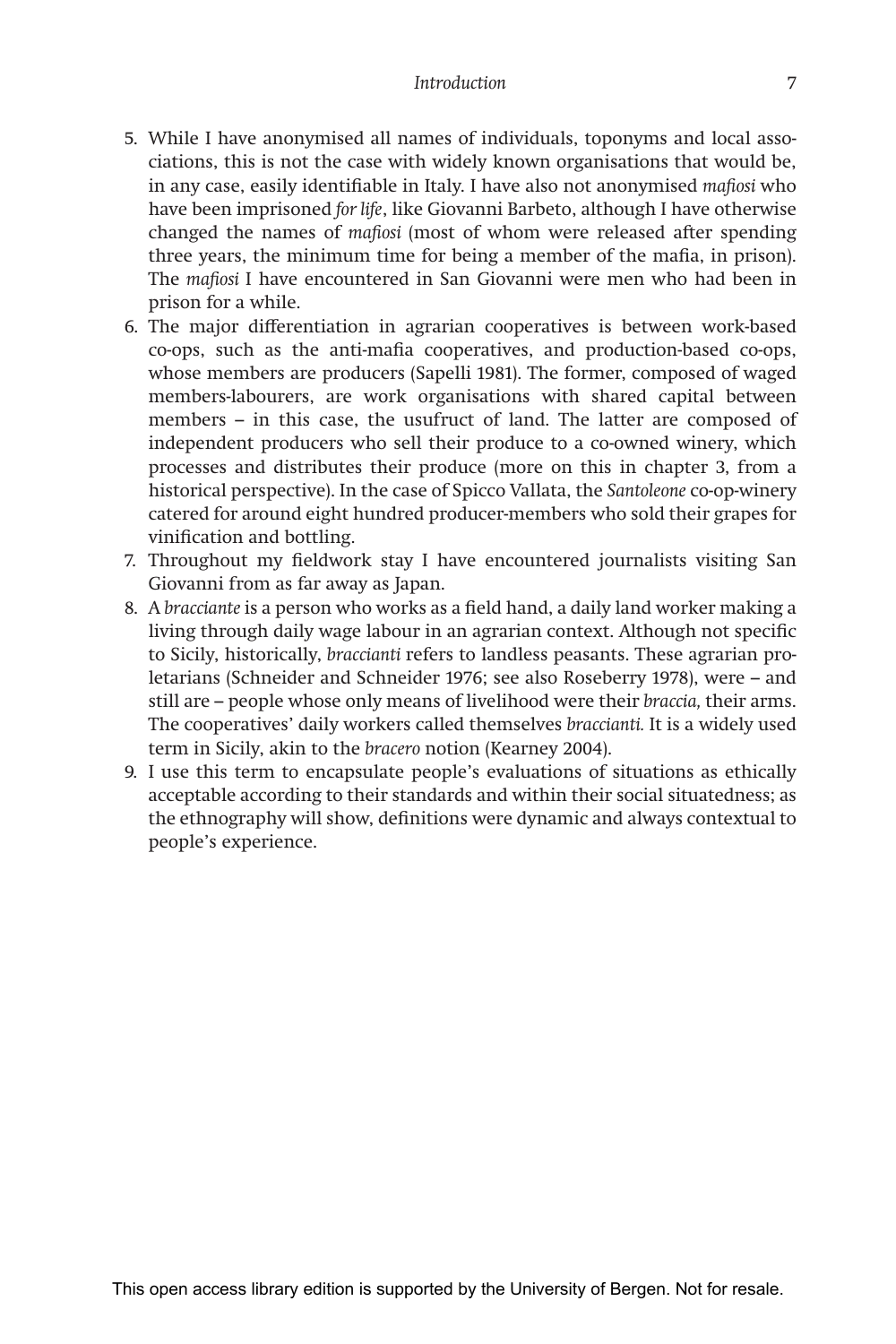5. While I have anonymised all names of individuals, toponyms and local associations, this is not the case with widely known organisations that would be, in any case, easily identifiable in Italy. I have also not anonymised *mafiosi* who have been imprisoned *for life*, like Giovanni Barbeto, although I have otherwise changed the names of *mafiosi* (most of whom were released after spending three years, the minimum time for being a member of the mafia, in prison). The *mafiosi* I have encountered in San Giovanni were men who had been in prison for a while.
6. The major differentiation in agrarian cooperatives is between work-based co-ops, such as the anti-mafia cooperatives, and production-based co-ops, whose members are producers (Sapelli 1981). The former, composed of waged members-labourers, are work organisations with shared capital between members – in this case, the usufruct of land. The latter are composed of independent producers who sell their produce to a co-owned winery, which processes and distributes their produce (more on this in chapter 3, from a historical perspective). In the case of Spicco Vallata, the *Santoleone* co-op-winery catered for around eight hundred producer-members who sold their grapes for vinification and bottling.
7. Throughout my fieldwork stay I have encountered journalists visiting San Giovanni from as far away as Japan.
8. A *bracciante* is a person who works as a field hand, a daily land worker making a living through daily wage labour in an agrarian context. Although not specific to Sicily, historically, *braccianti* refers to landless peasants. These agrarian proletarians (Schneider and Schneider 1976; see also Roseberry 1978), were – and still are – people whose only means of livelihood were their *braccia,* their arms. The cooperatives' daily workers called themselves *braccianti.* It is a widely used term in Sicily, akin to the *bracero* notion (Kearney 2004).
9. I use this term to encapsulate people's evaluations of situations as ethically acceptable according to their standards and within their social situatedness; as the ethnography will show, definitions were dynamic and always contextual to people's experience.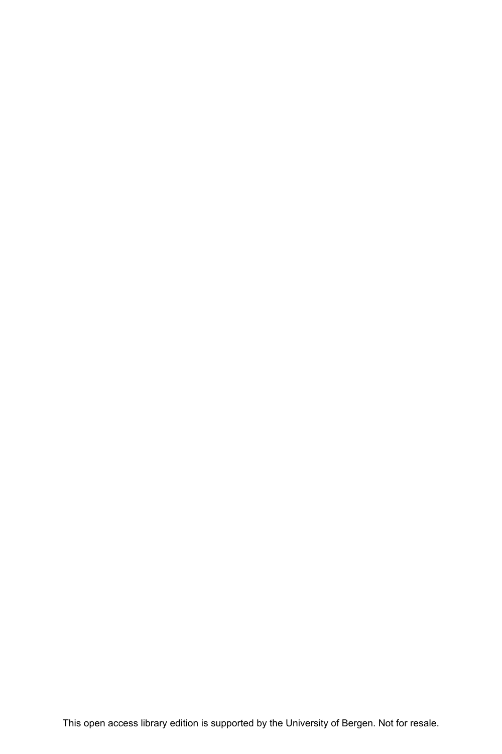This open access library edition is supported by the University of Bergen. Not for resale.